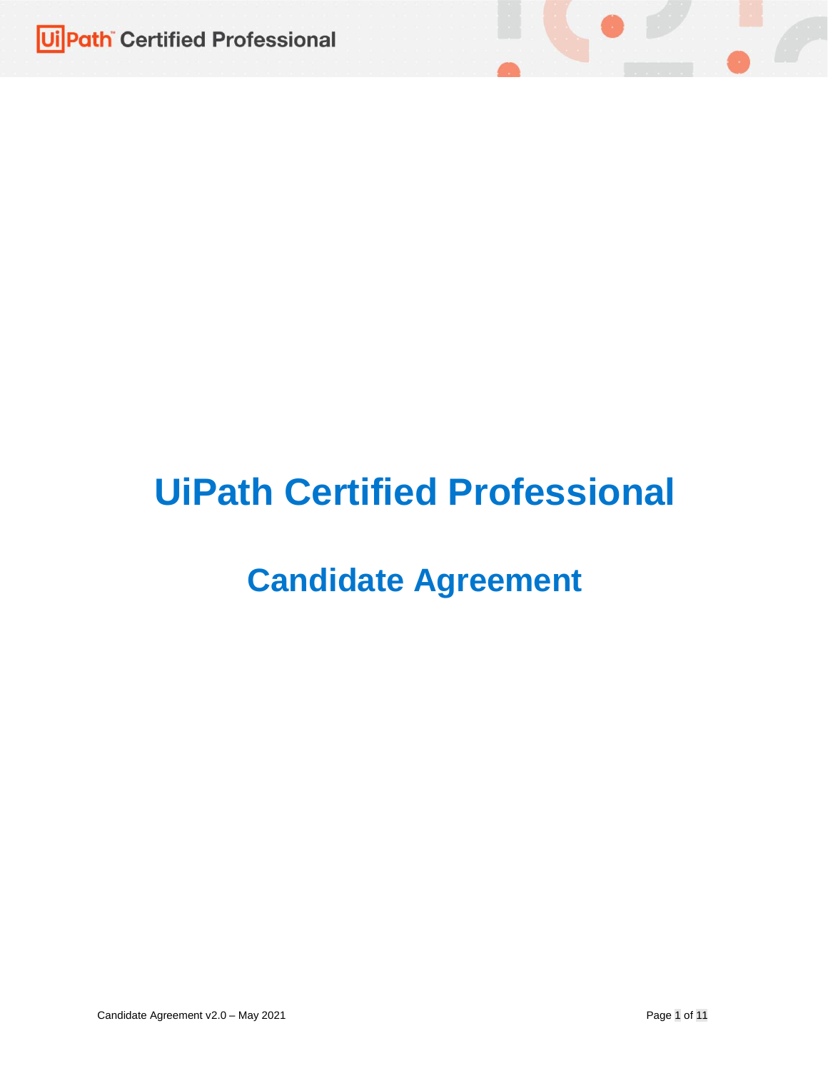# UiPath Certified Professional

## Candidate Agreement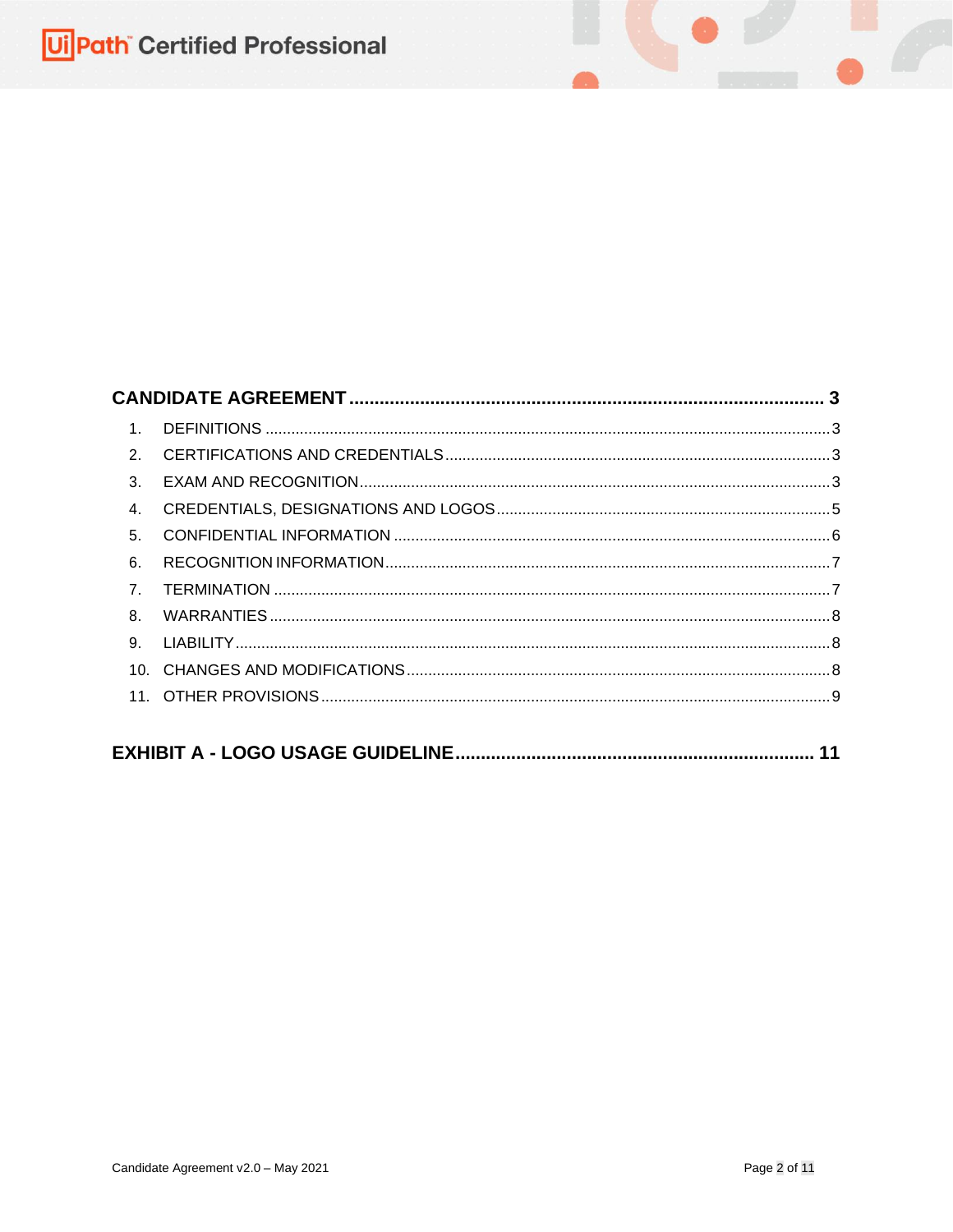**CANDIDATE AGREEMENT** .................................................................................... **3**

1. DEFINITIONS ........................................................................................ 3
2. CERTIFICATIONS AND CREDENTIALS ........................................................ 3
3. EXAM AND RECOGNITION ....................................................................... 3
4. CREDENTIALS, DESIGNATIONS AND LOGOS ................................................ 5
5. CONFIDENTIAL INFORMATION ................................................................. 6
6. RECOGNITION INFORMATION ................................................................... 7
7. TERMINATION ........................................................................................ 7
8. WARRANTIES ......................................................................................... 8
9. LIABILITY .............................................................................................. 8
10. CHANGES AND MODIFICATIONS ............................................................... 8
11. OTHER PROVISIONS ................................................................................ 9

**EXHIBIT A - LOGO USAGE GUIDELINE** ...................................................... **11**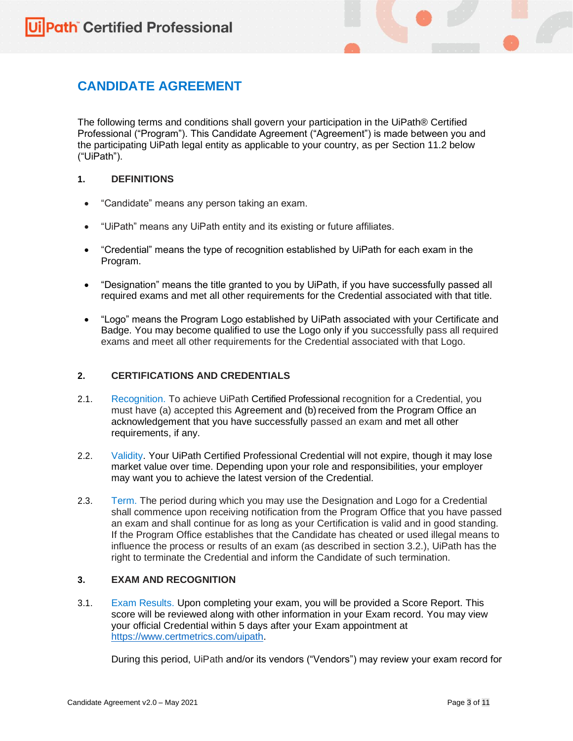# CANDIDATE AGREEMENT

The following terms and conditions shall govern your participation in the UiPath® Certified Professional ("Program"). This Candidate Agreement ("Agreement") is made between you and the participating UiPath legal entity as applicable to your country, as per Section 11.2 below ("UiPath").

## 1. DEFINITIONS

- "Candidate" means any person taking an exam.
- "UiPath" means any UiPath entity and its existing or future affiliates.
- "Credential" means the type of recognition established by UiPath for each exam in the Program.
- "Designation" means the title granted to you by UiPath, if you have successfully passed all required exams and met all other requirements for the Credential associated with that title.
- "Logo" means the Program Logo established by UiPath associated with your Certificate and Badge. You may become qualified to use the Logo only if you successfully pass all required exams and meet all other requirements for the Credential associated with that Logo.

## 2. CERTIFICATIONS AND CREDENTIALS

2.1. Recognition. To achieve UiPath Certified Professional recognition for a Credential, you must have (a) accepted this Agreement and (b) received from the Program Office an acknowledgement that you have successfully passed an exam and met all other requirements, if any.

2.2. Validity. Your UiPath Certified Professional Credential will not expire, though it may lose market value over time. Depending upon your role and responsibilities, your employer may want you to achieve the latest version of the Credential.

2.3. Term. The period during which you may use the Designation and Logo for a Credential shall commence upon receiving notification from the Program Office that you have passed an exam and shall continue for as long as your Certification is valid and in good standing. If the Program Office establishes that the Candidate has cheated or used illegal means to influence the process or results of an exam (as described in section 3.2.), UiPath has the right to terminate the Credential and inform the Candidate of such termination.

## 3. EXAM AND RECOGNITION

3.1. Exam Results. Upon completing your exam, you will be provided a Score Report. This score will be reviewed along with other information in your Exam record. You may view your official Credential within 5 days after your Exam appointment at https://www.certmetrics.com/uipath.

During this period, UiPath and/or its vendors ("Vendors") may review your exam record for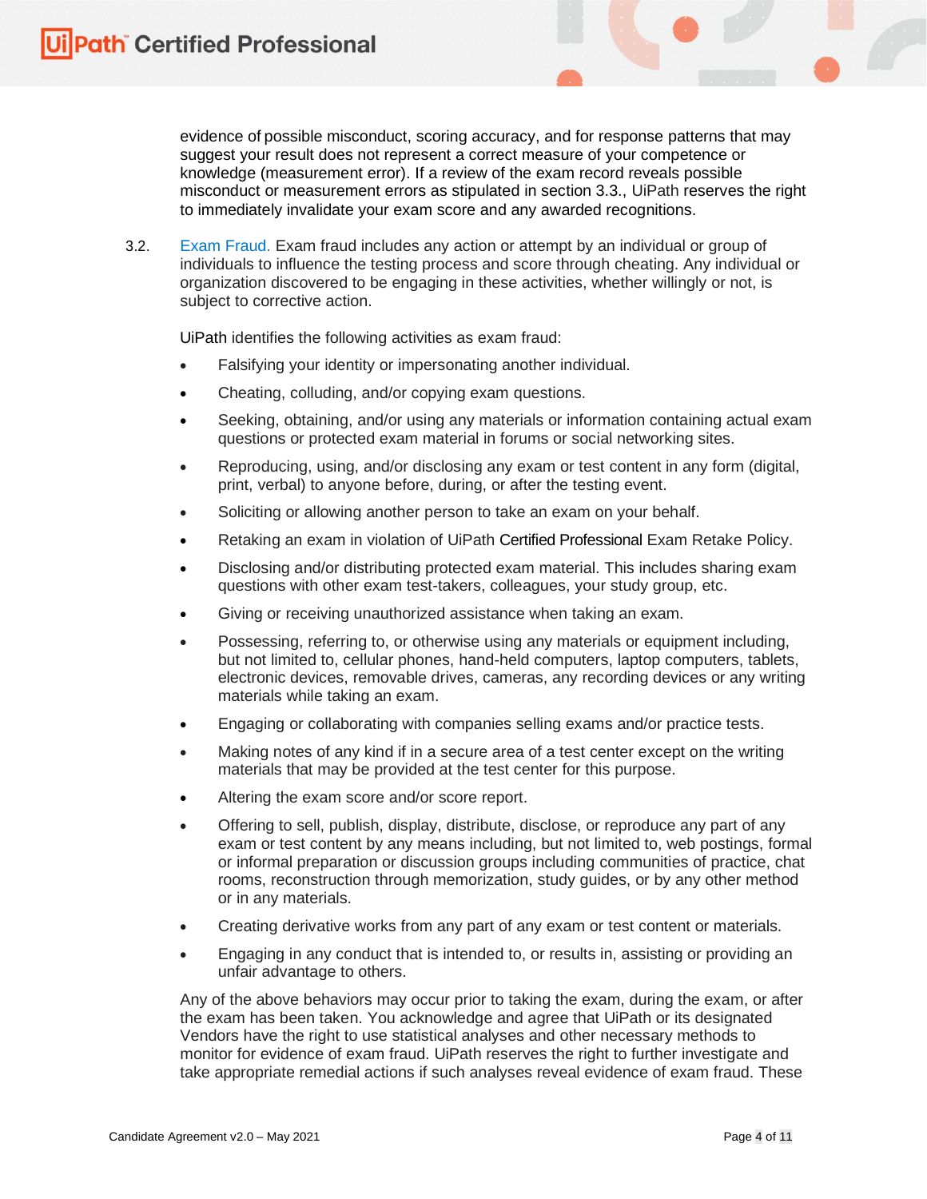evidence of possible misconduct, scoring accuracy, and for response patterns that may suggest your result does not represent a correct measure of your competence or knowledge (measurement error). If a review of the exam record reveals possible misconduct or measurement errors as stipulated in section 3.3., UiPath reserves the right to immediately invalidate your exam score and any awarded recognitions.

3.2. Exam Fraud. Exam fraud includes any action or attempt by an individual or group of individuals to influence the testing process and score through cheating. Any individual or organization discovered to be engaging in these activities, whether willingly or not, is subject to corrective action.

UiPath identifies the following activities as exam fraud:

- Falsifying your identity or impersonating another individual.
- Cheating, colluding, and/or copying exam questions.
- Seeking, obtaining, and/or using any materials or information containing actual exam questions or protected exam material in forums or social networking sites.
- Reproducing, using, and/or disclosing any exam or test content in any form (digital, print, verbal) to anyone before, during, or after the testing event.
- Soliciting or allowing another person to take an exam on your behalf.
- Retaking an exam in violation of UiPath Certified Professional Exam Retake Policy.
- Disclosing and/or distributing protected exam material. This includes sharing exam questions with other exam test-takers, colleagues, your study group, etc.
- Giving or receiving unauthorized assistance when taking an exam.
- Possessing, referring to, or otherwise using any materials or equipment including, but not limited to, cellular phones, hand-held computers, laptop computers, tablets, electronic devices, removable drives, cameras, any recording devices or any writing materials while taking an exam.
- Engaging or collaborating with companies selling exams and/or practice tests.
- Making notes of any kind if in a secure area of a test center except on the writing materials that may be provided at the test center for this purpose.
- Altering the exam score and/or score report.
- Offering to sell, publish, display, distribute, disclose, or reproduce any part of any exam or test content by any means including, but not limited to, web postings, formal or informal preparation or discussion groups including communities of practice, chat rooms, reconstruction through memorization, study guides, or by any other method or in any materials.
- Creating derivative works from any part of any exam or test content or materials.
- Engaging in any conduct that is intended to, or results in, assisting or providing an unfair advantage to others.

Any of the above behaviors may occur prior to taking the exam, during the exam, or after the exam has been taken. You acknowledge and agree that UiPath or its designated Vendors have the right to use statistical analyses and other necessary methods to monitor for evidence of exam fraud. UiPath reserves the right to further investigate and take appropriate remedial actions if such analyses reveal evidence of exam fraud. These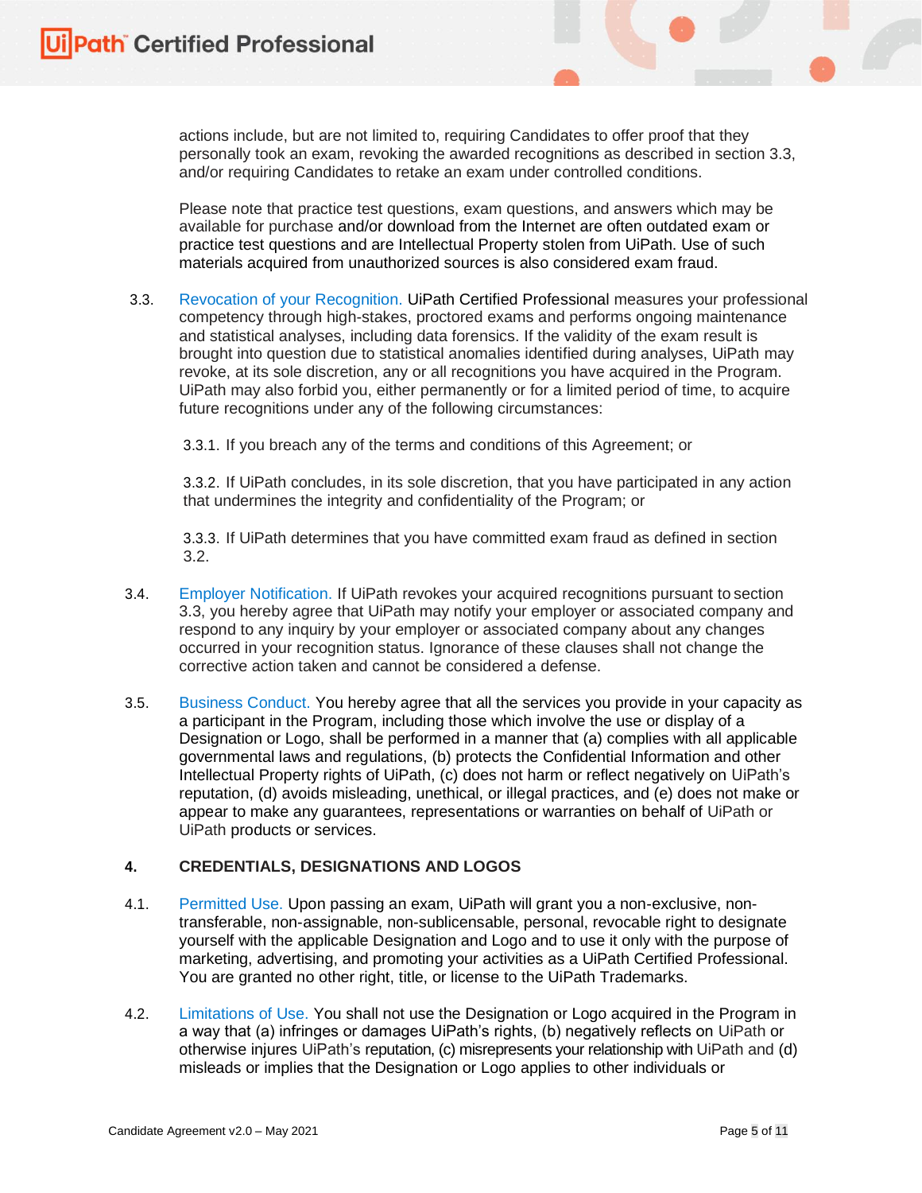actions include, but are not limited to, requiring Candidates to offer proof that they personally took an exam, revoking the awarded recognitions as described in section 3.3, and/or requiring Candidates to retake an exam under controlled conditions.

Please note that practice test questions, exam questions, and answers which may be available for purchase and/or download from the Internet are often outdated exam or practice test questions and are Intellectual Property stolen from UiPath. Use of such materials acquired from unauthorized sources is also considered exam fraud.

3.3. Revocation of your Recognition. UiPath Certified Professional measures your professional competency through high-stakes, proctored exams and performs ongoing maintenance and statistical analyses, including data forensics. If the validity of the exam result is brought into question due to statistical anomalies identified during analyses, UiPath may revoke, at its sole discretion, any or all recognitions you have acquired in the Program. UiPath may also forbid you, either permanently or for a limited period of time, to acquire future recognitions under any of the following circumstances:

3.3.1. If you breach any of the terms and conditions of this Agreement; or

3.3.2. If UiPath concludes, in its sole discretion, that you have participated in any action that undermines the integrity and confidentiality of the Program; or

3.3.3. If UiPath determines that you have committed exam fraud as defined in section 3.2.

3.4. Employer Notification. If UiPath revokes your acquired recognitions pursuant to section 3.3, you hereby agree that UiPath may notify your employer or associated company and respond to any inquiry by your employer or associated company about any changes occurred in your recognition status. Ignorance of these clauses shall not change the corrective action taken and cannot be considered a defense.

3.5. Business Conduct. You hereby agree that all the services you provide in your capacity as a participant in the Program, including those which involve the use or display of a Designation or Logo, shall be performed in a manner that (a) complies with all applicable governmental laws and regulations, (b) protects the Confidential Information and other Intellectual Property rights of UiPath, (c) does not harm or reflect negatively on UiPath's reputation, (d) avoids misleading, unethical, or illegal practices, and (e) does not make or appear to make any guarantees, representations or warranties on behalf of UiPath or UiPath products or services.

## 4. CREDENTIALS, DESIGNATIONS AND LOGOS

4.1. Permitted Use. Upon passing an exam, UiPath will grant you a non-exclusive, non-transferable, non-assignable, non-sublicensable, personal, revocable right to designate yourself with the applicable Designation and Logo and to use it only with the purpose of marketing, advertising, and promoting your activities as a UiPath Certified Professional. You are granted no other right, title, or license to the UiPath Trademarks.

4.2. Limitations of Use. You shall not use the Designation or Logo acquired in the Program in a way that (a) infringes or damages UiPath's rights, (b) negatively reflects on UiPath or otherwise injures UiPath's reputation, (c) misrepresents your relationship with UiPath and (d) misleads or implies that the Designation or Logo applies to other individuals or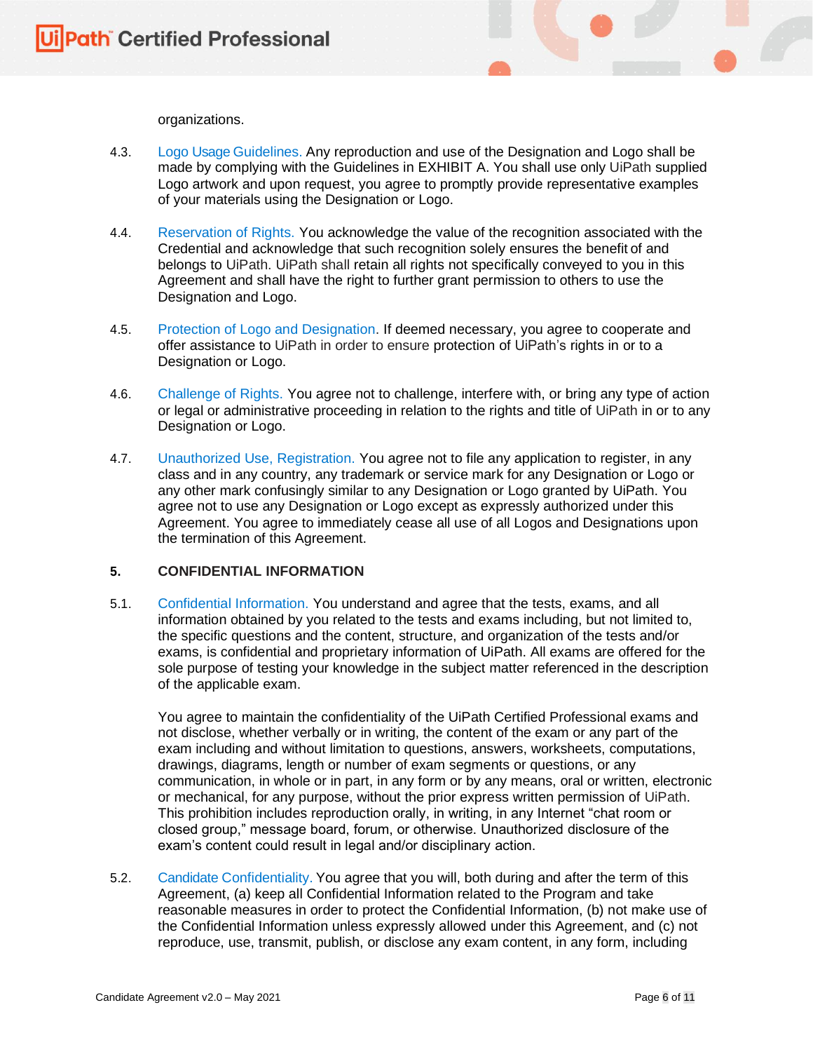organizations.

4.3. Logo Usage Guidelines. Any reproduction and use of the Designation and Logo shall be made by complying with the Guidelines in EXHIBIT A. You shall use only UiPath supplied Logo artwork and upon request, you agree to promptly provide representative examples of your materials using the Designation or Logo.

4.4. Reservation of Rights. You acknowledge the value of the recognition associated with the Credential and acknowledge that such recognition solely ensures the benefit of and belongs to UiPath. UiPath shall retain all rights not specifically conveyed to you in this Agreement and shall have the right to further grant permission to others to use the Designation and Logo.

4.5. Protection of Logo and Designation. If deemed necessary, you agree to cooperate and offer assistance to UiPath in order to ensure protection of UiPath's rights in or to a Designation or Logo.

4.6. Challenge of Rights. You agree not to challenge, interfere with, or bring any type of action or legal or administrative proceeding in relation to the rights and title of UiPath in or to any Designation or Logo.

4.7. Unauthorized Use, Registration. You agree not to file any application to register, in any class and in any country, any trademark or service mark for any Designation or Logo or any other mark confusingly similar to any Designation or Logo granted by UiPath. You agree not to use any Designation or Logo except as expressly authorized under this Agreement. You agree to immediately cease all use of all Logos and Designations upon the termination of this Agreement.

## 5. CONFIDENTIAL INFORMATION

5.1. Confidential Information. You understand and agree that the tests, exams, and all information obtained by you related to the tests and exams including, but not limited to, the specific questions and the content, structure, and organization of the tests and/or exams, is confidential and proprietary information of UiPath. All exams are offered for the sole purpose of testing your knowledge in the subject matter referenced in the description of the applicable exam.

You agree to maintain the confidentiality of the UiPath Certified Professional exams and not disclose, whether verbally or in writing, the content of the exam or any part of the exam including and without limitation to questions, answers, worksheets, computations, drawings, diagrams, length or number of exam segments or questions, or any communication, in whole or in part, in any form or by any means, oral or written, electronic or mechanical, for any purpose, without the prior express written permission of UiPath. This prohibition includes reproduction orally, in writing, in any Internet "chat room or closed group," message board, forum, or otherwise. Unauthorized disclosure of the exam's content could result in legal and/or disciplinary action.

5.2. Candidate Confidentiality. You agree that you will, both during and after the term of this Agreement, (a) keep all Confidential Information related to the Program and take reasonable measures in order to protect the Confidential Information, (b) not make use of the Confidential Information unless expressly allowed under this Agreement, and (c) not reproduce, use, transmit, publish, or disclose any exam content, in any form, including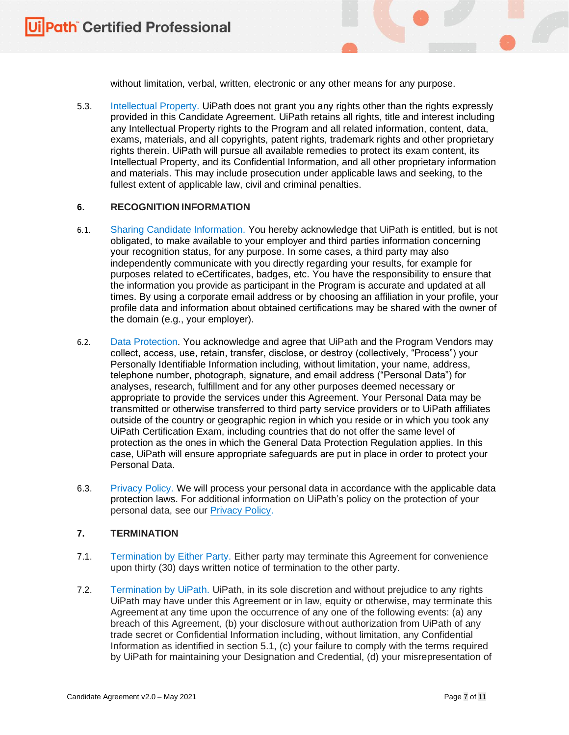without limitation, verbal, written, electronic or any other means for any purpose.

5.3. Intellectual Property. UiPath does not grant you any rights other than the rights expressly provided in this Candidate Agreement. UiPath retains all rights, title and interest including any Intellectual Property rights to the Program and all related information, content, data, exams, materials, and all copyrights, patent rights, trademark rights and other proprietary rights therein. UiPath will pursue all available remedies to protect its exam content, its Intellectual Property, and its Confidential Information, and all other proprietary information and materials. This may include prosecution under applicable laws and seeking, to the fullest extent of applicable law, civil and criminal penalties.

## 6. RECOGNITION INFORMATION

6.1. Sharing Candidate Information. You hereby acknowledge that UiPath is entitled, but is not obligated, to make available to your employer and third parties information concerning your recognition status, for any purpose. In some cases, a third party may also independently communicate with you directly regarding your results, for example for purposes related to eCertificates, badges, etc. You have the responsibility to ensure that the information you provide as participant in the Program is accurate and updated at all times. By using a corporate email address or by choosing an affiliation in your profile, your profile data and information about obtained certifications may be shared with the owner of the domain (e.g., your employer).

6.2. Data Protection. You acknowledge and agree that UiPath and the Program Vendors may collect, access, use, retain, transfer, disclose, or destroy (collectively, "Process") your Personally Identifiable Information including, without limitation, your name, address, telephone number, photograph, signature, and email address ("Personal Data") for analyses, research, fulfillment and for any other purposes deemed necessary or appropriate to provide the services under this Agreement. Your Personal Data may be transmitted or otherwise transferred to third party service providers or to UiPath affiliates outside of the country or geographic region in which you reside or in which you took any UiPath Certification Exam, including countries that do not offer the same level of protection as the ones in which the General Data Protection Regulation applies. In this case, UiPath will ensure appropriate safeguards are put in place in order to protect your Personal Data.

6.3. Privacy Policy. We will process your personal data in accordance with the applicable data protection laws. For additional information on UiPath's policy on the protection of your personal data, see our Privacy Policy.

## 7. TERMINATION

7.1. Termination by Either Party. Either party may terminate this Agreement for convenience upon thirty (30) days written notice of termination to the other party.

7.2. Termination by UiPath. UiPath, in its sole discretion and without prejudice to any rights UiPath may have under this Agreement or in law, equity or otherwise, may terminate this Agreement at any time upon the occurrence of any one of the following events: (a) any breach of this Agreement, (b) your disclosure without authorization from UiPath of any trade secret or Confidential Information including, without limitation, any Confidential Information as identified in section 5.1, (c) your failure to comply with the terms required by UiPath for maintaining your Designation and Credential, (d) your misrepresentation of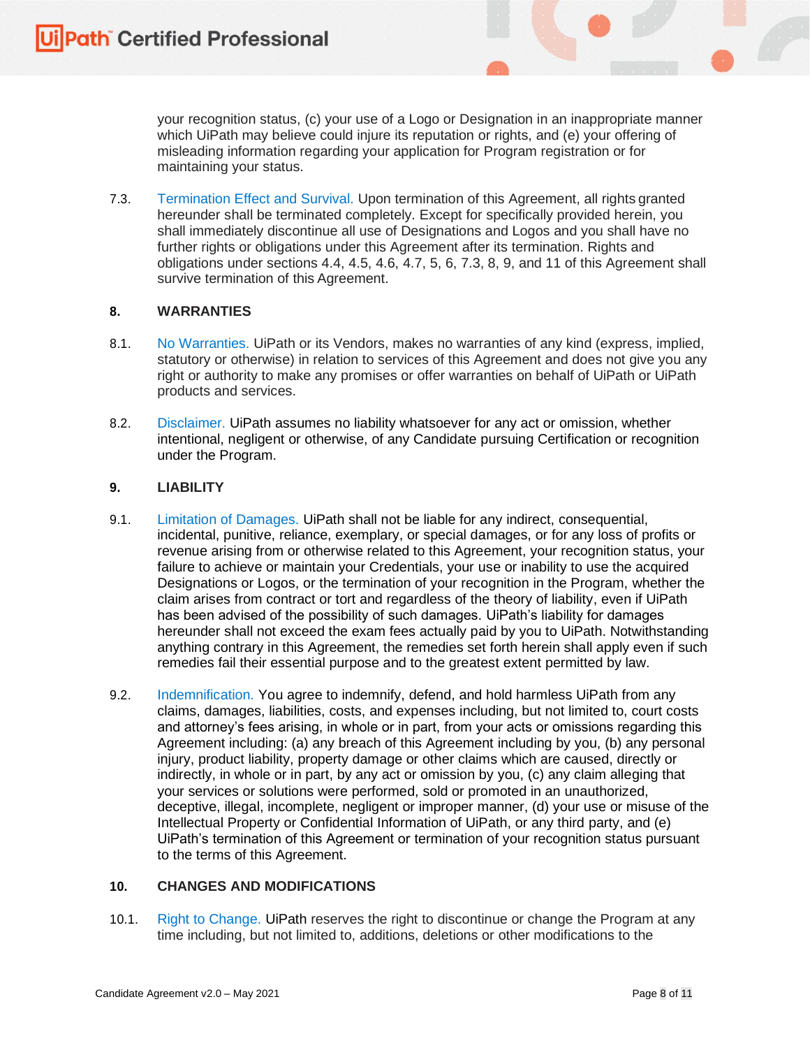your recognition status, (c) your use of a Logo or Designation in an inappropriate manner which UiPath may believe could injure its reputation or rights, and (e) your offering of misleading information regarding your application for Program registration or for maintaining your status.

7.3. Termination Effect and Survival. Upon termination of this Agreement, all rights granted hereunder shall be terminated completely. Except for specifically provided herein, you shall immediately discontinue all use of Designations and Logos and you shall have no further rights or obligations under this Agreement after its termination. Rights and obligations under sections 4.4, 4.5, 4.6, 4.7, 5, 6, 7.3, 8, 9, and 11 of this Agreement shall survive termination of this Agreement.

## 8. WARRANTIES

8.1. No Warranties. UiPath or its Vendors, makes no warranties of any kind (express, implied, statutory or otherwise) in relation to services of this Agreement and does not give you any right or authority to make any promises or offer warranties on behalf of UiPath or UiPath products and services.

8.2. Disclaimer. UiPath assumes no liability whatsoever for any act or omission, whether intentional, negligent or otherwise, of any Candidate pursuing Certification or recognition under the Program.

## 9. LIABILITY

9.1. Limitation of Damages. UiPath shall not be liable for any indirect, consequential, incidental, punitive, reliance, exemplary, or special damages, or for any loss of profits or revenue arising from or otherwise related to this Agreement, your recognition status, your failure to achieve or maintain your Credentials, your use or inability to use the acquired Designations or Logos, or the termination of your recognition in the Program, whether the claim arises from contract or tort and regardless of the theory of liability, even if UiPath has been advised of the possibility of such damages. UiPath's liability for damages hereunder shall not exceed the exam fees actually paid by you to UiPath. Notwithstanding anything contrary in this Agreement, the remedies set forth herein shall apply even if such remedies fail their essential purpose and to the greatest extent permitted by law.

9.2. Indemnification. You agree to indemnify, defend, and hold harmless UiPath from any claims, damages, liabilities, costs, and expenses including, but not limited to, court costs and attorney's fees arising, in whole or in part, from your acts or omissions regarding this Agreement including: (a) any breach of this Agreement including by you, (b) any personal injury, product liability, property damage or other claims which are caused, directly or indirectly, in whole or in part, by any act or omission by you, (c) any claim alleging that your services or solutions were performed, sold or promoted in an unauthorized, deceptive, illegal, incomplete, negligent or improper manner, (d) your use or misuse of the Intellectual Property or Confidential Information of UiPath, or any third party, and (e) UiPath's termination of this Agreement or termination of your recognition status pursuant to the terms of this Agreement.

## 10. CHANGES AND MODIFICATIONS

10.1. Right to Change. UiPath reserves the right to discontinue or change the Program at any time including, but not limited to, additions, deletions or other modifications to the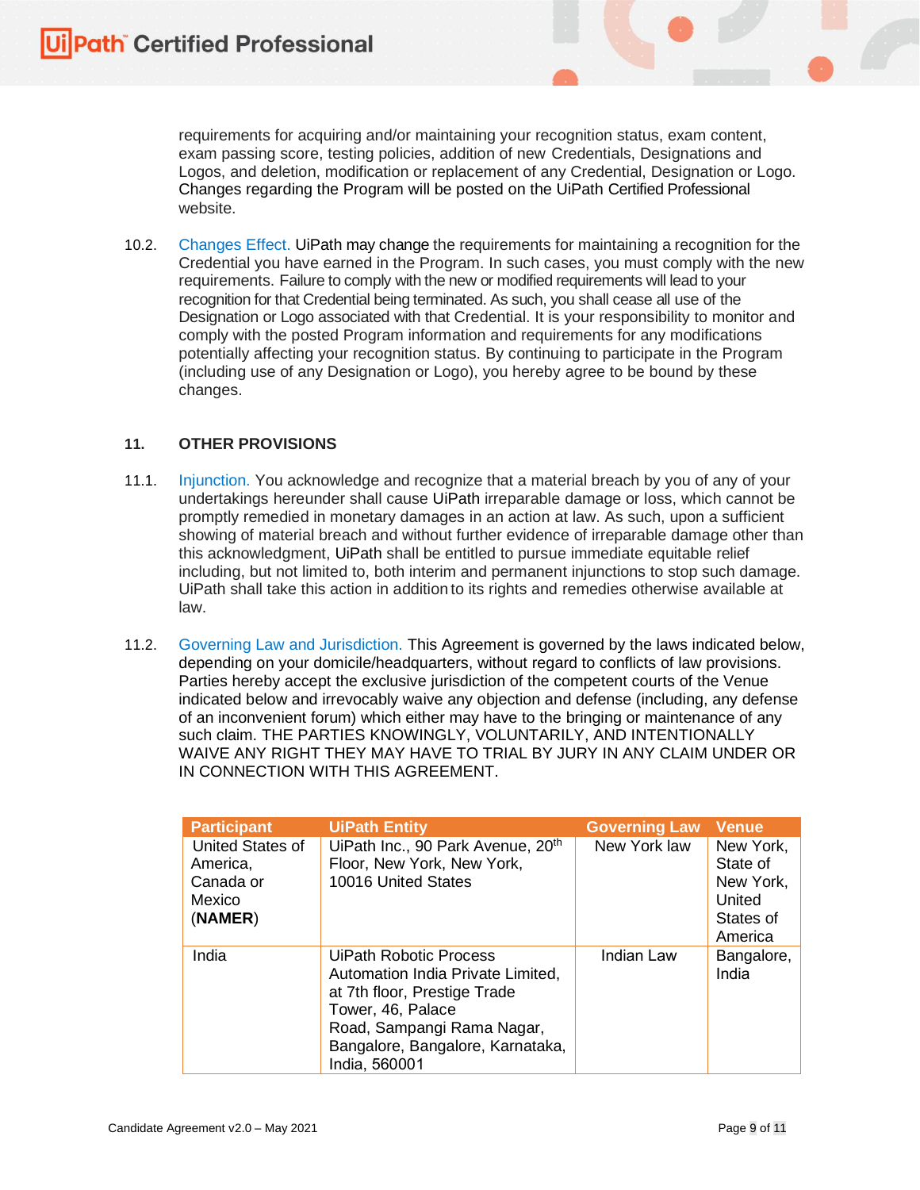requirements for acquiring and/or maintaining your recognition status, exam content, exam passing score, testing policies, addition of new Credentials, Designations and Logos, and deletion, modification or replacement of any Credential, Designation or Logo. Changes regarding the Program will be posted on the UiPath Certified Professional website.

10.2. Changes Effect. UiPath may change the requirements for maintaining a recognition for the Credential you have earned in the Program. In such cases, you must comply with the new requirements. Failure to comply with the new or modified requirements will lead to your recognition for that Credential being terminated. As such, you shall cease all use of the Designation or Logo associated with that Credential. It is your responsibility to monitor and comply with the posted Program information and requirements for any modifications potentially affecting your recognition status. By continuing to participate in the Program (including use of any Designation or Logo), you hereby agree to be bound by these changes.

## 11. OTHER PROVISIONS

11.1. Injunction. You acknowledge and recognize that a material breach by you of any of your undertakings hereunder shall cause UiPath irreparable damage or loss, which cannot be promptly remedied in monetary damages in an action at law. As such, upon a sufficient showing of material breach and without further evidence of irreparable damage other than this acknowledgment, UiPath shall be entitled to pursue immediate equitable relief including, but not limited to, both interim and permanent injunctions to stop such damage. UiPath shall take this action in addition to its rights and remedies otherwise available at law.

11.2. Governing Law and Jurisdiction. This Agreement is governed by the laws indicated below, depending on your domicile/headquarters, without regard to conflicts of law provisions. Parties hereby accept the exclusive jurisdiction of the competent courts of the Venue indicated below and irrevocably waive any objection and defense (including, any defense of an inconvenient forum) which either may have to the bringing or maintenance of any such claim. THE PARTIES KNOWINGLY, VOLUNTARILY, AND INTENTIONALLY WAIVE ANY RIGHT THEY MAY HAVE TO TRIAL BY JURY IN ANY CLAIM UNDER OR IN CONNECTION WITH THIS AGREEMENT.

| Participant | UiPath Entity | Governing Law | Venue |
|---|---|---|---|
| United States of America, Canada or Mexico (**NAMER**) | UiPath Inc., 90 Park Avenue, 20th Floor, New York, New York, 10016 United States | New York law | New York, State of New York, United States of America |
| India | UiPath Robotic Process Automation India Private Limited, at 7th floor, Prestige Trade Tower, 46, Palace Road, Sampangi Rama Nagar, Bangalore, Bangalore, Karnataka, India, 560001 | Indian Law | Bangalore, India |

Candidate Agreement v2.0 – May 2021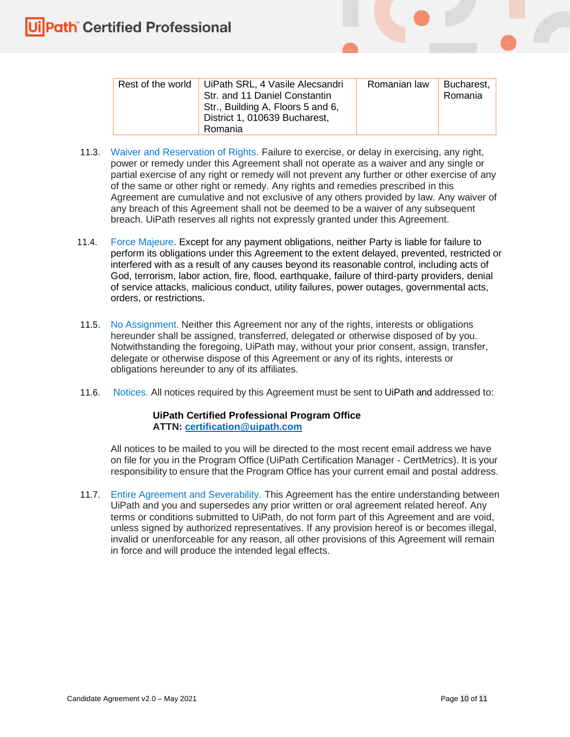| Rest of the world | UiPath SRL, 4 Vasile Alecsandri Str. and 11 Daniel Constantin Str., Building A, Floors 5 and 6, District 1, 010639 Bucharest, Romania | Romanian law | Bucharest, Romania |
|---|---|---|---|

11.3. Waiver and Reservation of Rights. Failure to exercise, or delay in exercising, any right, power or remedy under this Agreement shall not operate as a waiver and any single or partial exercise of any right or remedy will not prevent any further or other exercise of any of the same or other right or remedy. Any rights and remedies prescribed in this Agreement are cumulative and not exclusive of any others provided by law. Any waiver of any breach of this Agreement shall not be deemed to be a waiver of any subsequent breach. UiPath reserves all rights not expressly granted under this Agreement.

11.4. Force Majeure. Except for any payment obligations, neither Party is liable for failure to perform its obligations under this Agreement to the extent delayed, prevented, restricted or interfered with as a result of any causes beyond its reasonable control, including acts of God, terrorism, labor action, fire, flood, earthquake, failure of third-party providers, denial of service attacks, malicious conduct, utility failures, power outages, governmental acts, orders, or restrictions.

11.5. No Assignment. Neither this Agreement nor any of the rights, interests or obligations hereunder shall be assigned, transferred, delegated or otherwise disposed of by you. Notwithstanding the foregoing, UiPath may, without your prior consent, assign, transfer, delegate or otherwise dispose of this Agreement or any of its rights, interests or obligations hereunder to any of its affiliates.

11.6. Notices. All notices required by this Agreement must be sent to UiPath and addressed to:

**UiPath Certified Professional Program Office**
**ATTN: certification@uipath.com**

All notices to be mailed to you will be directed to the most recent email address we have on file for you in the Program Office (UiPath Certification Manager - CertMetrics). It is your responsibility to ensure that the Program Office has your current email and postal address.

11.7. Entire Agreement and Severability. This Agreement has the entire understanding between UiPath and you and supersedes any prior written or oral agreement related hereof. Any terms or conditions submitted to UiPath, do not form part of this Agreement and are void, unless signed by authorized representatives. If any provision hereof is or becomes illegal, invalid or unenforceable for any reason, all other provisions of this Agreement will remain in force and will produce the intended legal effects.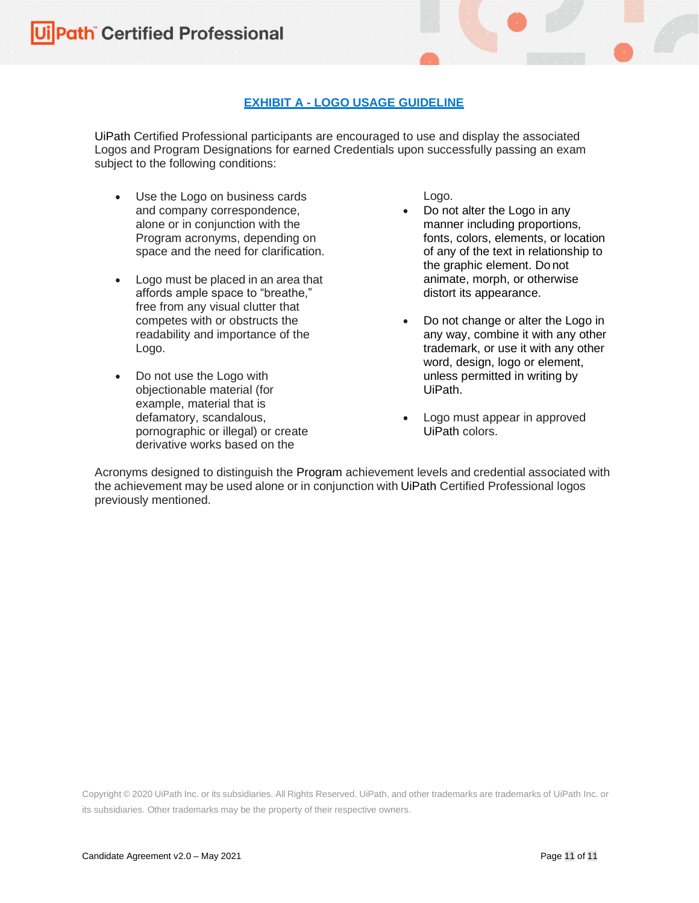## EXHIBIT A - LOGO USAGE GUIDELINE

UiPath Certified Professional participants are encouraged to use and display the associated Logos and Program Designations for earned Credentials upon successfully passing an exam subject to the following conditions:

- Use the Logo on business cards and company correspondence, alone or in conjunction with the Program acronyms, depending on space and the need for clarification.
- Logo must be placed in an area that affords ample space to "breathe," free from any visual clutter that competes with or obstructs the readability and importance of the Logo.
- Do not use the Logo with objectionable material (for example, material that is defamatory, scandalous, pornographic or illegal) or create derivative works based on the Logo.
- Do not alter the Logo in any manner including proportions, fonts, colors, elements, or location of any of the text in relationship to the graphic element. Do not animate, morph, or otherwise distort its appearance.
- Do not change or alter the Logo in any way, combine it with any other trademark, or use it with any other word, design, logo or element, unless permitted in writing by UiPath.
- Logo must appear in approved UiPath colors.

Acronyms designed to distinguish the Program achievement levels and credential associated with the achievement may be used alone or in conjunction with UiPath Certified Professional logos previously mentioned.

Copyright © 2020 UiPath Inc. or its subsidiaries. All Rights Reserved. UiPath, and other trademarks are trademarks of UiPath Inc. or its subsidiaries. Other trademarks may be the property of their respective owners.

Candidate Agreement v2.0 – May 2021